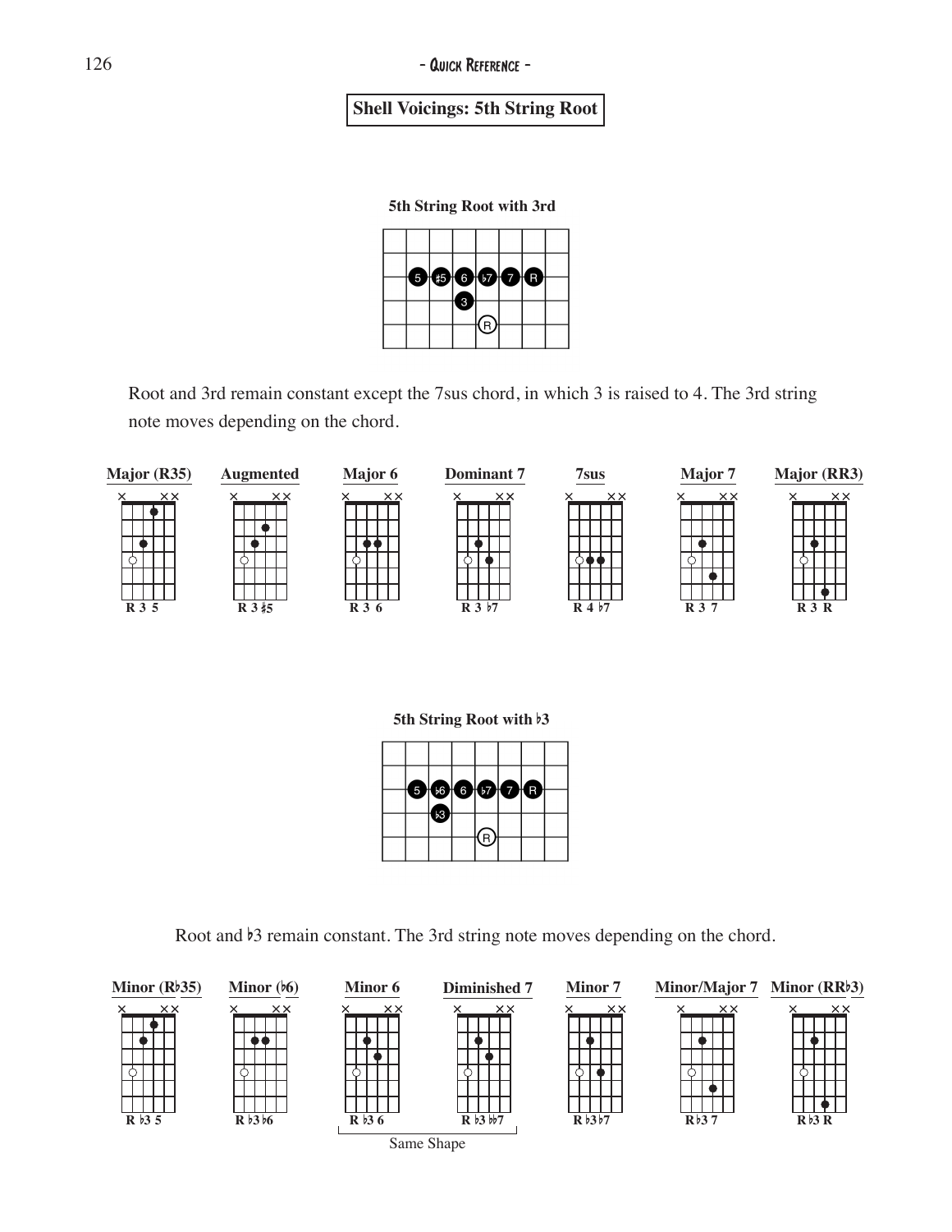## Shell Voicings: 5th String Root

**5th String Root with 3rd**

Root and 3rd remain constant except the 7sus chord, in which 3 is raised to 4. The 3rd string note moves depending on the chord.

**Major (R35)** — R 3 5

**Augmented** — R 3 ♯5

**Major 6** — R 3 6

**Dominant 7** — R 3 ♭7

**7sus** — R 4 ♭7

**Major 7** — R 3 7

**Major (RR3)** — R 3 R

**5th String Root with ♭3**

Root and ♭3 remain constant. The 3rd string note moves depending on the chord.

**Minor (R♭35)** — R ♭3 5

**Minor (♭6)** — R ♭3 ♭6

**Minor 6** — R ♭3 6

**Diminished 7** — R ♭3 ♭♭7

Same Shape

**Minor 7** — R ♭3 ♭7

**Minor/Major 7** — R ♭3 7

**Minor (RR♭3)** — R ♭3 R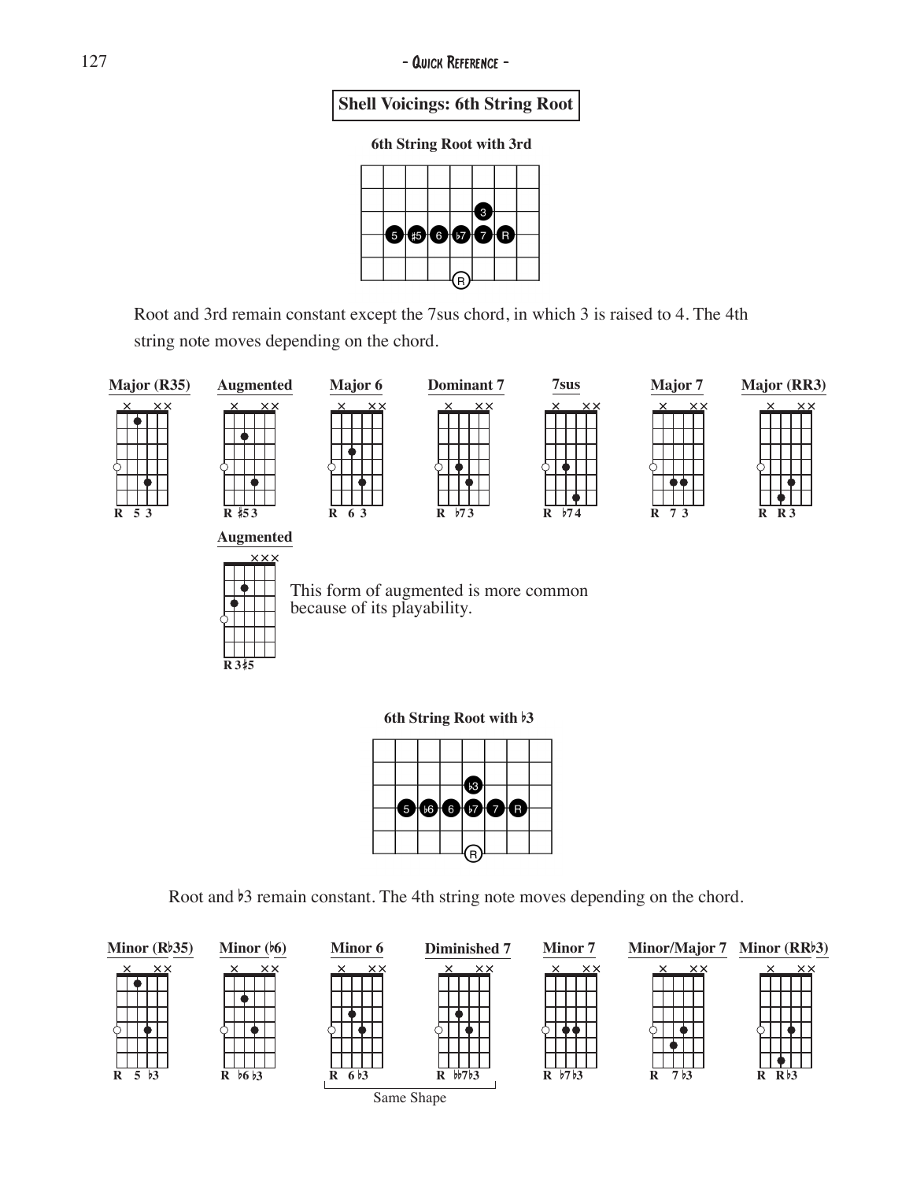## Shell Voicings: 6th String Root

**6th String Root with 3rd**

3

5 ♯5 6 ♭7 7 R

R

Root and 3rd remain constant except the 7sus chord, in which 3 is raised to 4. The 4th string note moves depending on the chord.

**Major (R35)**
R 5 3

**Augmented**
R ♯5 3

**Major 6**
R 6 3

**Dominant 7**
R ♭7 3

**7sus**
R ♭7 4

**Major 7**
R 7 3

**Major (RR3)**
R R 3

**Augmented**
R 3 ♯5

This form of augmented is more common because of its playability.

**6th String Root with ♭3**

♭3

5 ♭6 6 ♭7 7 R

R

Root and ♭3 remain constant. The 4th string note moves depending on the chord.

**Minor (R♭35)**
R 5 ♭3

**Minor (♭6)**
R ♭6 ♭3

**Minor 6**
R 6 ♭3

**Diminished 7**
R ♭♭7 ♭3

Same Shape

**Minor 7**
R ♭7 ♭3

**Minor/Major 7**
R 7 ♭3

**Minor (RR♭3)**
R R ♭3